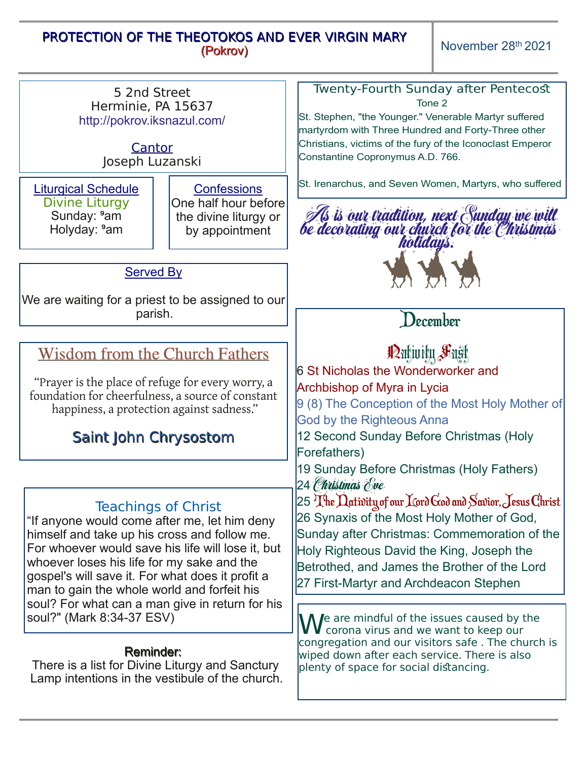# PROTECTION OF THE THEOTOKOS AND EVER VIRGIN MARY

**(Pokrov)**

November 28th 2021

5 2nd Street
Herminie, PA 15637
http://pokrov.iksnazul.com/

**Cantor**
Joseph Luzanski

**Liturgical Schedule**
Divine Liturgy
Sunday: 9am
Holyday: 9am

**Confessions**
One half hour before the divine liturgy or by appointment

**Served By**

We are waiting for a priest to be assigned to our parish.

## Wisdom from the Church Fathers

"Prayer is the place of refuge for every worry, a foundation for cheerfulness, a source of constant happiness, a protection against sadness."

**Saint John Chrysostom**

## Teachings of Christ

"If anyone would come after me, let him deny himself and take up his cross and follow me. For whoever would save his life will lose it, but whoever loses his life for my sake and the gospel's will save it. For what does it profit a man to gain the whole world and forfeit his soul? For what can a man give in return for his soul?" (Mark 8:34-37 ESV)

**Reminder:**
There is a list for Divine Liturgy and Sanctury Lamp intentions in the vestibule of the church.

## Twenty-Fourth Sunday after Pentecost

Tone 2

St. Stephen, "the Younger." Venerable Martyr suffered martyrdom with Three Hundred and Forty-Three other Christians, victims of the fury of the Iconoclast Emperor Constantine Copronymus A.D. 766.

St. Irenarchus, and Seven Women, Martyrs, who suffered

*As is our tradition, next Sunday we will be decorating our church for the Christmas holidays.*

## December

### Nativity Fast

6 St Nicholas the Wonderworker and Archbishop of Myra in Lycia
9 (8) The Conception of the Most Holy Mother of God by the Righteous Anna
12 Second Sunday Before Christmas (Holy Forefathers)
19 Sunday Before Christmas (Holy Fathers)
24 Christmas Eve
25 The Nativity of our Lord God and Savior, Jesus Christ
26 Synaxis of the Most Holy Mother of God, Sunday after Christmas: Commemoration of the Holy Righteous David the King, Joseph the Betrothed, and James the Brother of the Lord
27 First-Martyr and Archdeacon Stephen

We are mindful of the issues caused by the corona virus and we want to keep our congregation and our visitors safe . The church is wiped down after each service. There is also plenty of space for social distancing.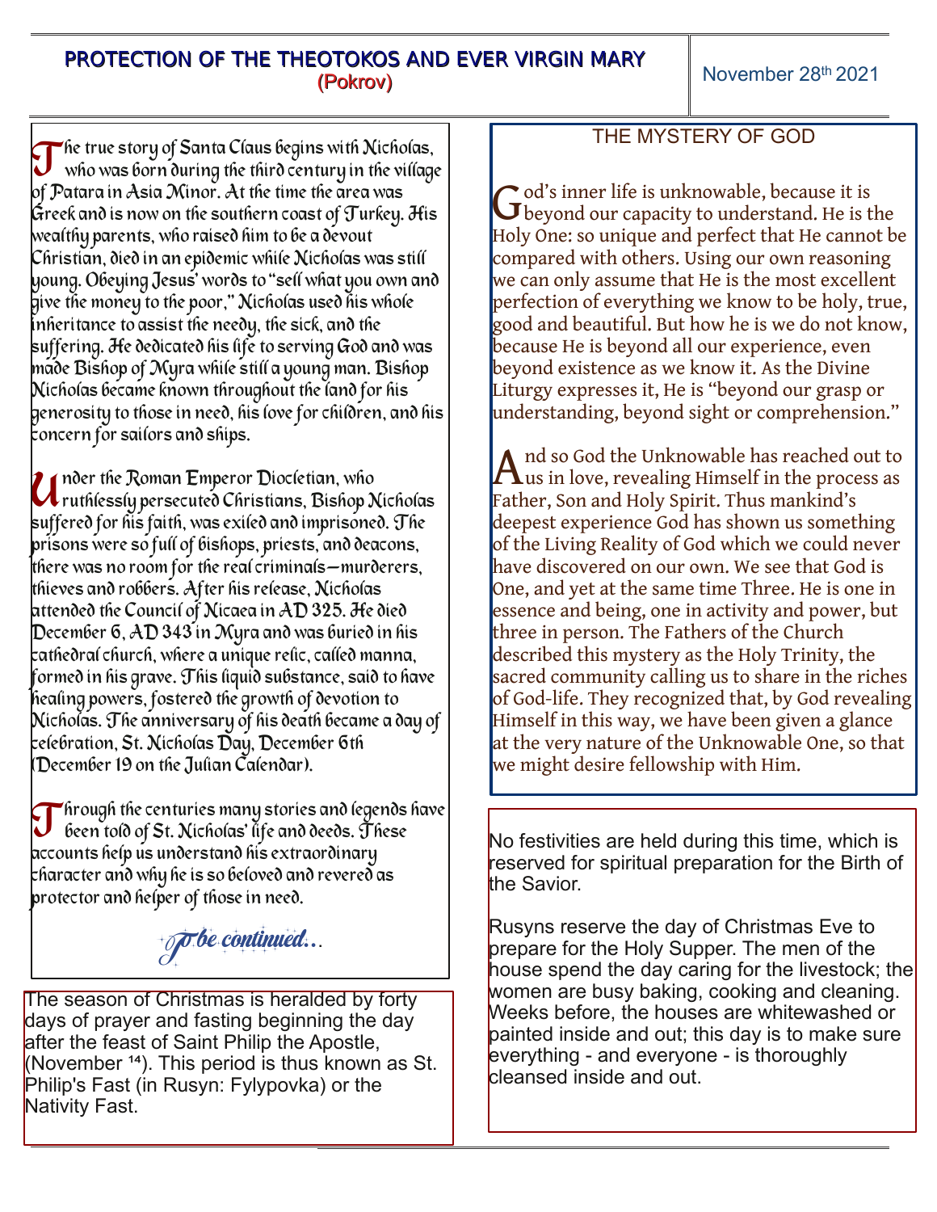## PROTECTION OF THE THEOTOKOS AND EVER VIRGIN MARY
(Pokrov)

November 28th 2021

The true story of Santa Claus begins with Nicholas, who was born during the third century in the village of Patara in Asia Minor. At the time the area was Greek and is now on the southern coast of Turkey. His wealthy parents, who raised him to be a devout Christian, died in an epidemic while Nicholas was still young. Obeying Jesus' words to "sell what you own and give the money to the poor," Nicholas used his whole inheritance to assist the needy, the sick, and the suffering. He dedicated his life to serving God and was made Bishop of Myra while still a young man. Bishop Nicholas became known throughout the land for his generosity to those in need, his love for children, and his concern for sailors and ships.

Under the Roman Emperor Diocletian, who ruthlessly persecuted Christians, Bishop Nicholas suffered for his faith, was exiled and imprisoned. The prisons were so full of bishops, priests, and deacons, there was no room for the real criminals—murderers, thieves and robbers. After his release, Nicholas attended the Council of Nicaea in AD 325. He died December 6, AD 343 in Myra and was buried in his cathedral church, where a unique relic, called manna, formed in his grave. This liquid substance, said to have healing powers, fostered the growth of devotion to Nicholas. The anniversary of his death became a day of celebration, St. Nicholas Day, December 6th (December 19 on the Julian Calendar).

Through the centuries many stories and legends have been told of St. Nicholas' life and deeds. These accounts help us understand his extraordinary character and why he is so beloved and revered as protector and helper of those in need.

*To be continued...*

The season of Christmas is heralded by forty days of prayer and fasting beginning the day after the feast of Saint Philip the Apostle, (November 14). This period is thus known as St. Philip's Fast (in Rusyn: Fylypovka) or the Nativity Fast.

### THE MYSTERY OF GOD

God's inner life is unknowable, because it is beyond our capacity to understand. He is the Holy One: so unique and perfect that He cannot be compared with others. Using our own reasoning we can only assume that He is the most excellent perfection of everything we know to be holy, true, good and beautiful. But how he is we do not know, because He is beyond all our experience, even beyond existence as we know it. As the Divine Liturgy expresses it, He is "beyond our grasp or understanding, beyond sight or comprehension."

And so God the Unknowable has reached out to us in love, revealing Himself in the process as Father, Son and Holy Spirit. Thus mankind's deepest experience God has shown us something of the Living Reality of God which we could never have discovered on our own. We see that God is One, and yet at the same time Three. He is one in essence and being, one in activity and power, but three in person. The Fathers of the Church described this mystery as the Holy Trinity, the sacred community calling us to share in the riches of God-life. They recognized that, by God revealing Himself in this way, we have been given a glance at the very nature of the Unknowable One, so that we might desire fellowship with Him.

No festivities are held during this time, which is reserved for spiritual preparation for the Birth of the Savior.

Rusyns reserve the day of Christmas Eve to prepare for the Holy Supper. The men of the house spend the day caring for the livestock; the women are busy baking, cooking and cleaning. Weeks before, the houses are whitewashed or painted inside and out; this day is to make sure everything - and everyone - is thoroughly cleansed inside and out.